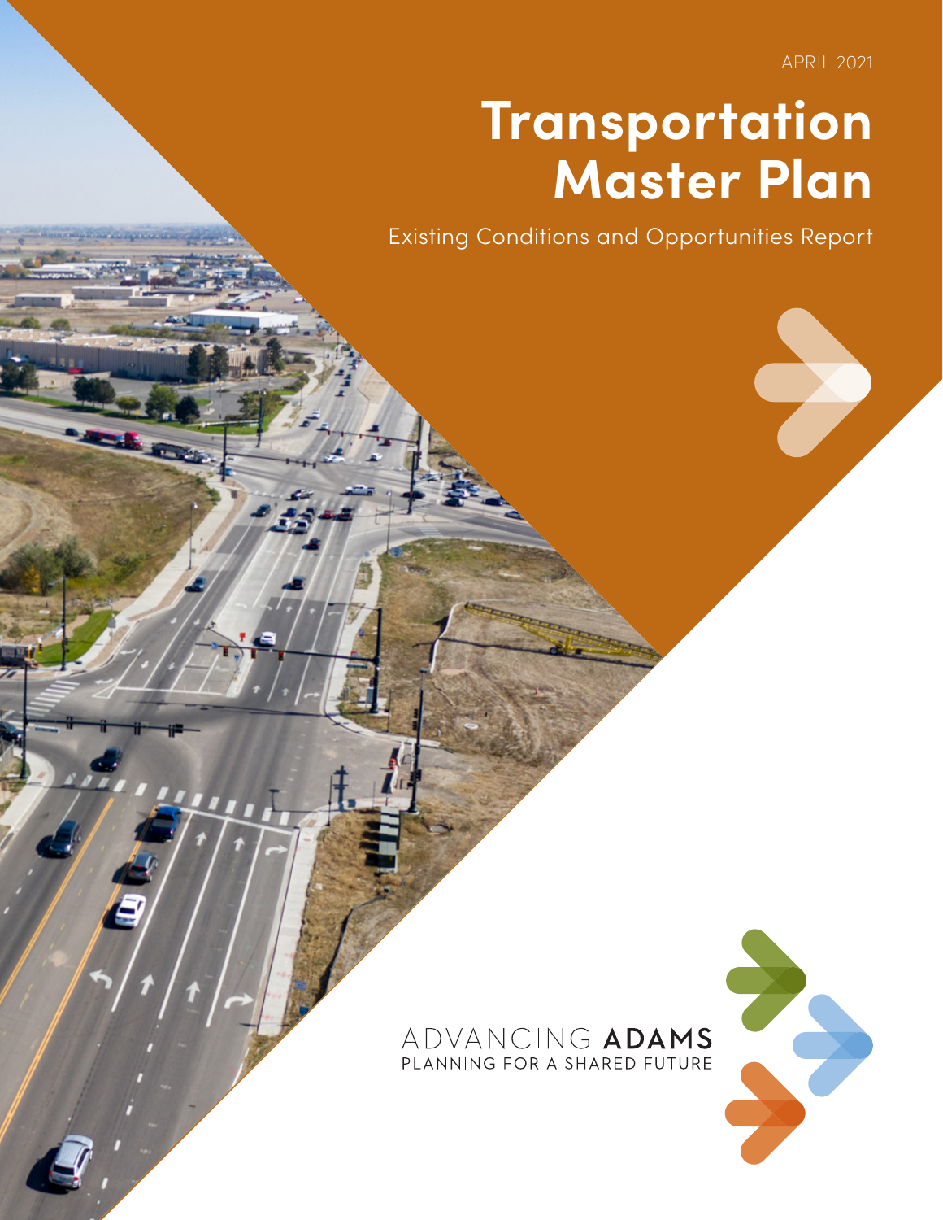APRIL 2021

# Transportation Master Plan

Existing Conditions and Opportunities Report

ADVANCING **ADAMS**
PLANNING FOR A SHARED FUTURE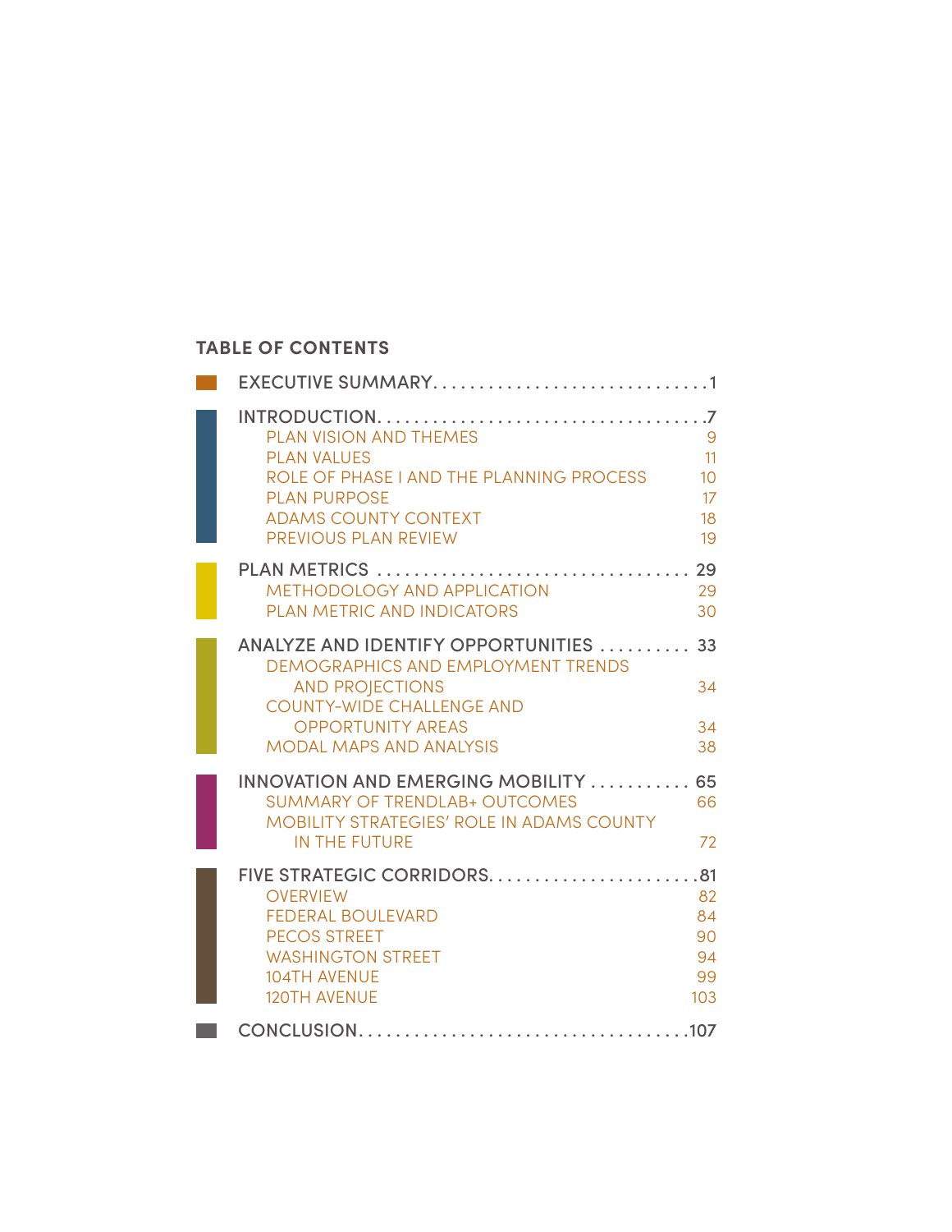## TABLE OF CONTENTS

EXECUTIVE SUMMARY . . . . . . . . . . . . . . . . . . . . . . . . . . . . . . 1

INTRODUCTION . . . . . . . . . . . . . . . . . . . . . . . . . . . . . . . . . . 7

- PLAN VISION AND THEMES 9
- PLAN VALUES 11
- ROLE OF PHASE I AND THE PLANNING PROCESS 10
- PLAN PURPOSE 17
- ADAMS COUNTY CONTEXT 18
- PREVIOUS PLAN REVIEW 19

PLAN METRICS . . . . . . . . . . . . . . . . . . . . . . . . . . . . . . . . . 29

- METHODOLOGY AND APPLICATION 29
- PLAN METRIC AND INDICATORS 30

ANALYZE AND IDENTIFY OPPORTUNITIES . . . . . . . . . . 33

- DEMOGRAPHICS AND EMPLOYMENT TRENDS AND PROJECTIONS 34
- COUNTY-WIDE CHALLENGE AND OPPORTUNITY AREAS 34
- MODAL MAPS AND ANALYSIS 38

INNOVATION AND EMERGING MOBILITY . . . . . . . . . . . 65

- SUMMARY OF TRENDLAB+ OUTCOMES 66
- MOBILITY STRATEGIES' ROLE IN ADAMS COUNTY IN THE FUTURE 72

FIVE STRATEGIC CORRIDORS . . . . . . . . . . . . . . . . . . . . . . . 81

- OVERVIEW 82
- FEDERAL BOULEVARD 84
- PECOS STREET 90
- WASHINGTON STREET 94
- 104TH AVENUE 99
- 120TH AVENUE 103

CONCLUSION . . . . . . . . . . . . . . . . . . . . . . . . . . . . . . . . . . . 107